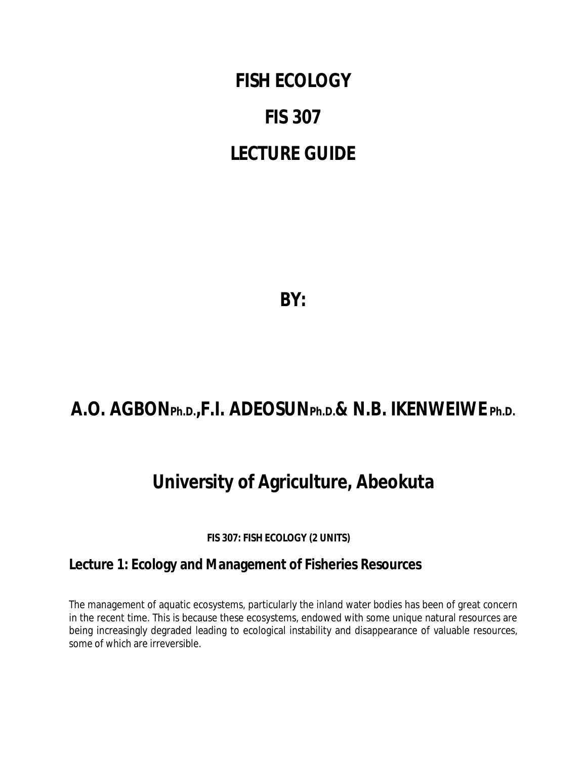# FISH ECOLOGY

# FIS 307

# LECTURE GUIDE

**BY:**

## A.O. AGBON Ph.D., F.I. ADEOSUN Ph.D. & N.B. IKENWEIWE Ph.D.

## University of Agriculture, Abeokuta

**FIS 307: FISH ECOLOGY (2 UNITS)**

### Lecture 1: Ecology and Management of Fisheries Resources

The management of aquatic ecosystems, particularly the inland water bodies has been of great concern in the recent time. This is because these ecosystems, endowed with some unique natural resources are being increasingly degraded leading to ecological instability and disappearance of valuable resources, some of which are irreversible.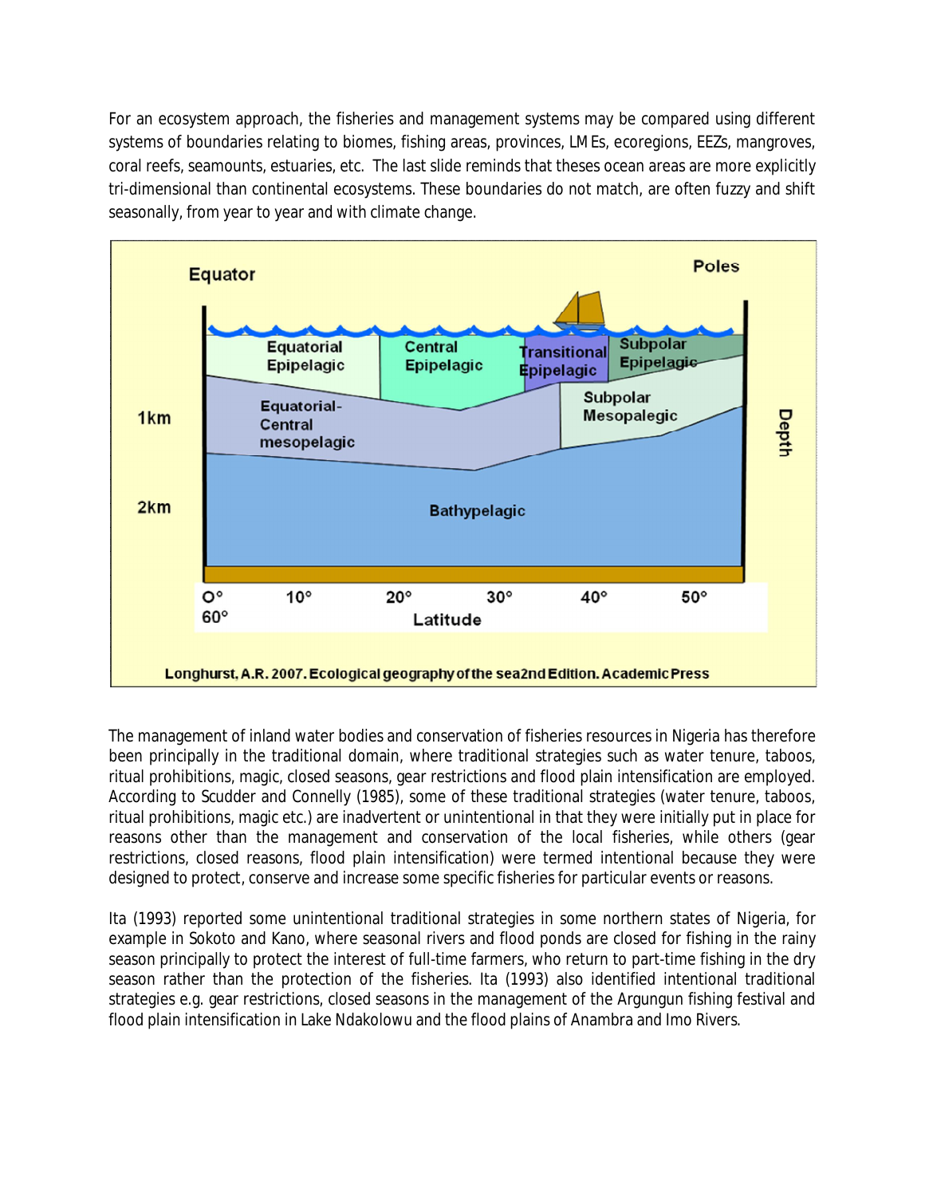For an ecosystem approach, the fisheries and management systems may be compared using different systems of boundaries relating to biomes, fishing areas, provinces, LMEs, ecoregions, EEZs, mangroves, coral reefs, seamounts, estuaries, etc. The last slide reminds that theses ocean areas are more explicitly tri-dimensional than continental ecosystems. These boundaries do not match, are often fuzzy and shift seasonally, from year to year and with climate change.

The management of inland water bodies and conservation of fisheries resources in Nigeria has therefore been principally in the traditional domain, where traditional strategies such as water tenure, taboos, ritual prohibitions, magic, closed seasons, gear restrictions and flood plain intensification are employed. According to Scudder and Connelly (1985), some of these traditional strategies (water tenure, taboos, ritual prohibitions, magic etc.) are inadvertent or unintentional in that they were initially put in place for reasons other than the management and conservation of the local fisheries, while others (gear restrictions, closed reasons, flood plain intensification) were termed intentional because they were designed to protect, conserve and increase some specific fisheries for particular events or reasons.

Ita (1993) reported some unintentional traditional strategies in some northern states of Nigeria, for example in Sokoto and Kano, where seasonal rivers and flood ponds are closed for fishing in the rainy season principally to protect the interest of full-time farmers, who return to part-time fishing in the dry season rather than the protection of the fisheries. Ita (1993) also identified intentional traditional strategies e.g. gear restrictions, closed seasons in the management of the Argungun fishing festival and flood plain intensification in Lake Ndakolowu and the flood plains of Anambra and Imo Rivers.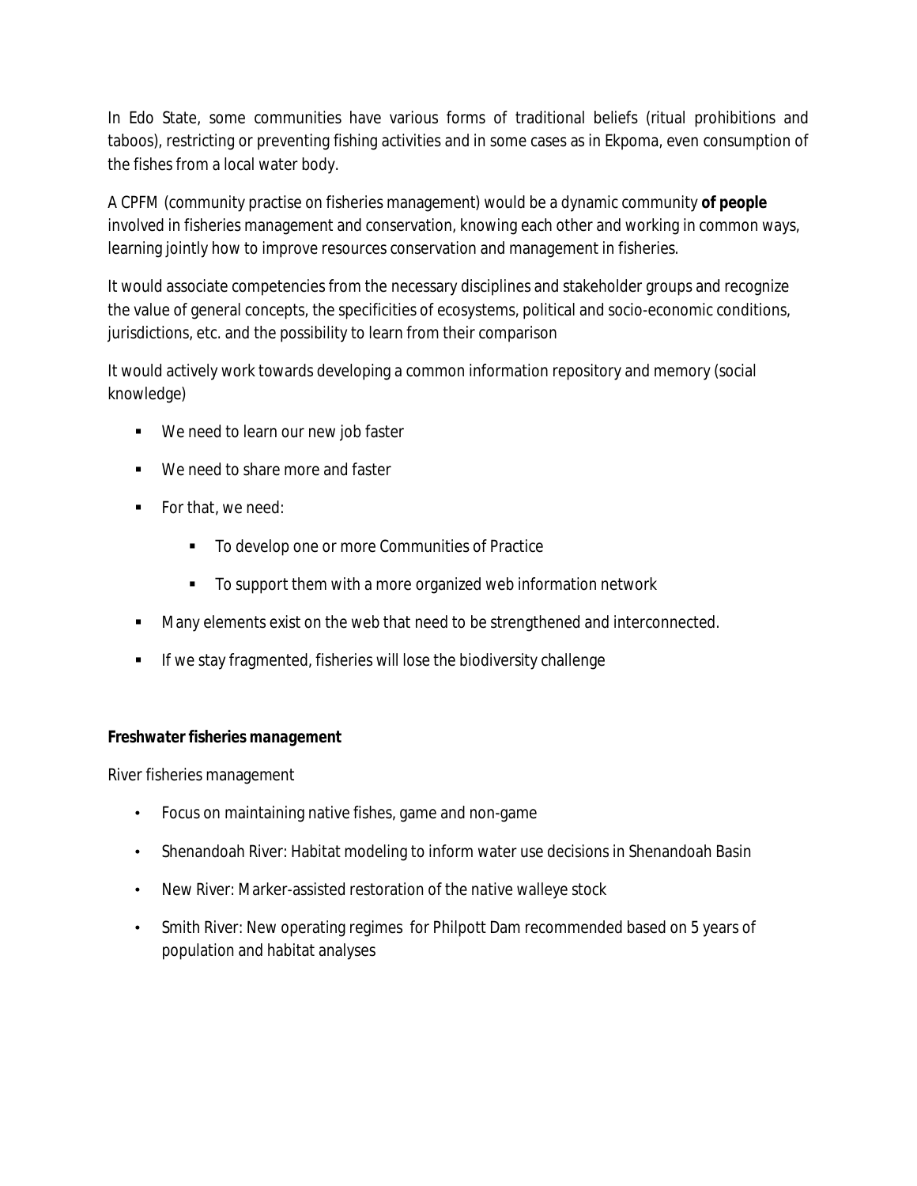In Edo State, some communities have various forms of traditional beliefs (ritual prohibitions and taboos), restricting or preventing fishing activities and in some cases as in Ekpoma, even consumption of the fishes from a local water body.

A CPFM (community practise on fisheries management) would be a dynamic community **of people** involved in fisheries management and conservation, knowing each other and working in common ways, learning jointly how to improve resources conservation and management in fisheries.

It would associate competencies from the necessary disciplines and stakeholder groups and recognize the value of general concepts, the specificities of ecosystems, political and socio-economic conditions, jurisdictions, etc. and the possibility to learn from their comparison

It would actively work towards developing a common information repository and memory (social knowledge)

- We need to learn our new job faster
- We need to share more and faster
- For that, we need:
  - To develop one or more Communities of Practice
  - To support them with a more organized web information network
- Many elements exist on the web that need to be strengthened and interconnected.
- If we stay fragmented, fisheries will lose the biodiversity challenge

**Freshwater fisheries management**

River fisheries management

- Focus on maintaining native fishes, game and non-game
- Shenandoah River: Habitat modeling to inform water use decisions in Shenandoah Basin
- New River: Marker-assisted restoration of the native walleye stock
- Smith River: New operating regimes for Philpott Dam recommended based on 5 years of population and habitat analyses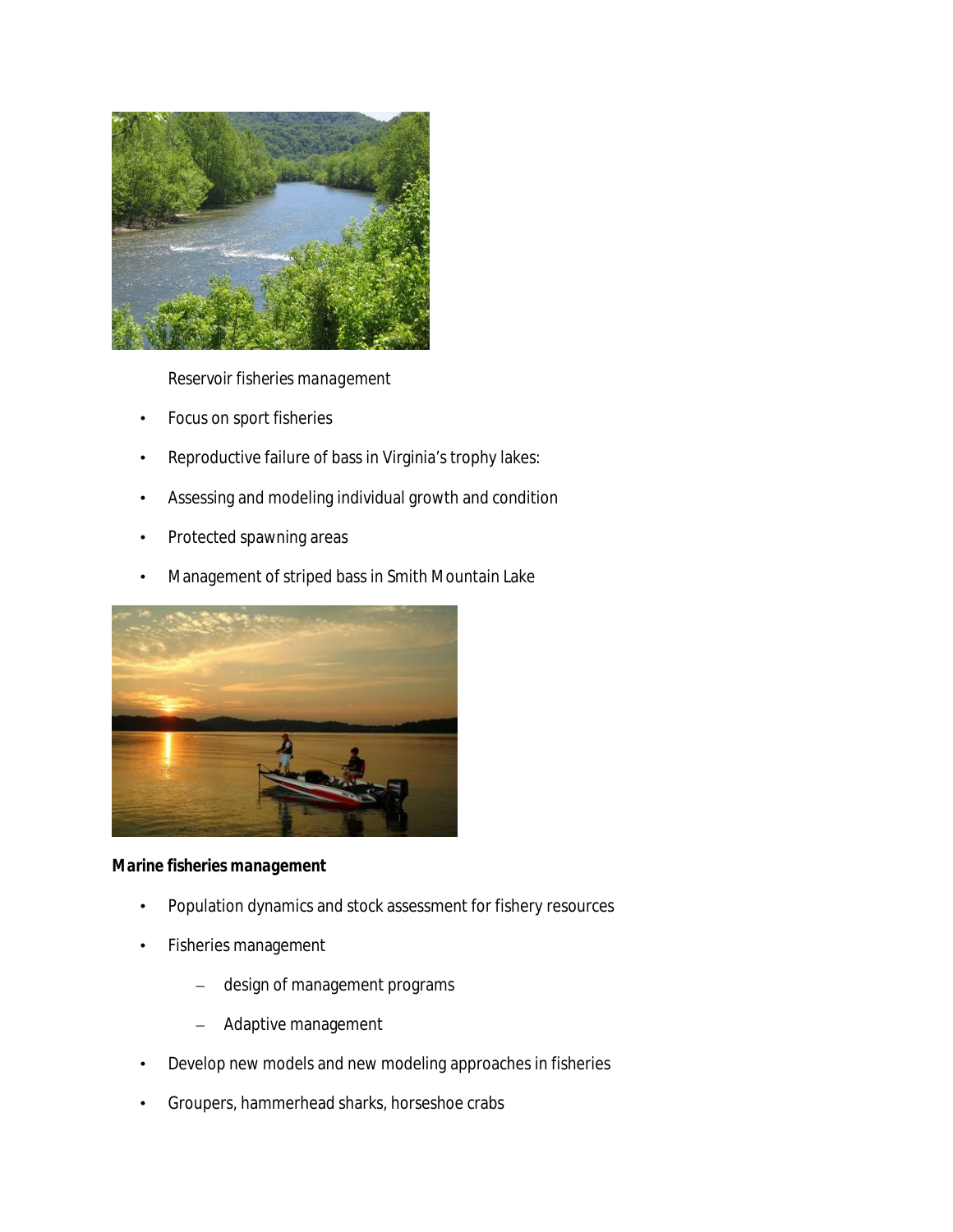*Reservoir fisheries management*

- Focus on sport fisheries
- Reproductive failure of bass in Virginia's trophy lakes:
- Assessing and modeling individual growth and condition
- Protected spawning areas
- Management of striped bass in Smith Mountain Lake

**Marine fisheries management**

- Population dynamics and stock assessment for fishery resources
- Fisheries management
  - design of management programs
  - Adaptive management
- Develop new models and new modeling approaches in fisheries
- Groupers, hammerhead sharks, horseshoe crabs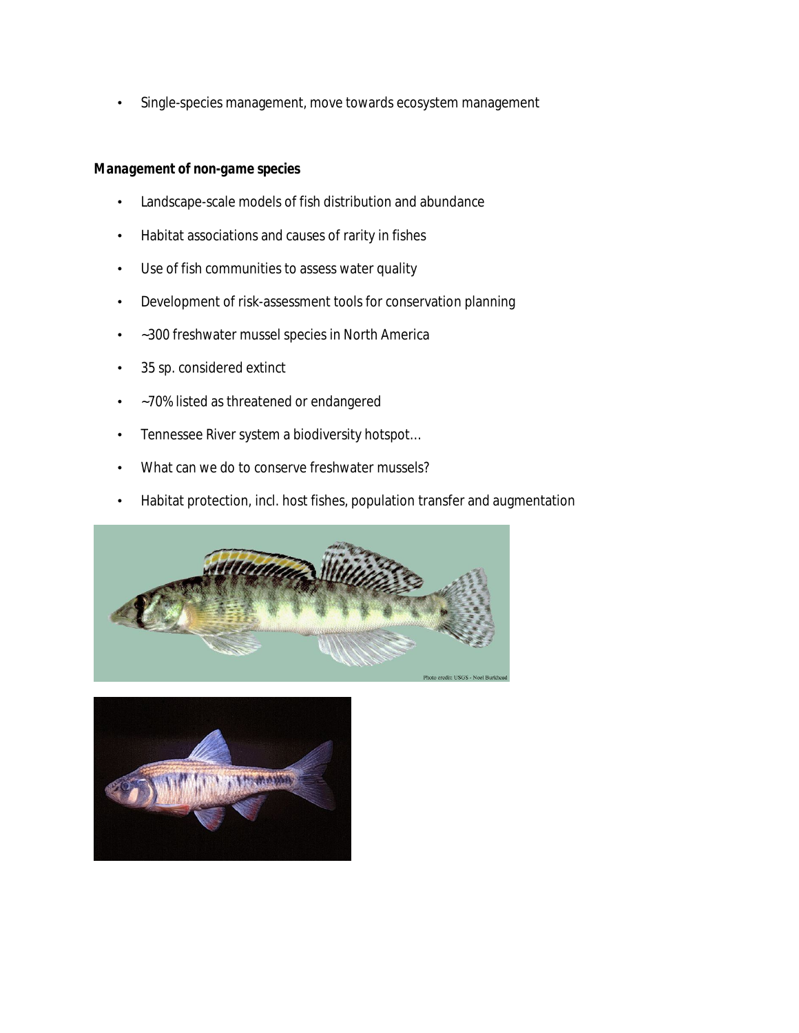- Single-species management, move towards ecosystem management

**Management of non-game species**

- Landscape-scale models of fish distribution and abundance
- Habitat associations and causes of rarity in fishes
- Use of fish communities to assess water quality
- Development of risk-assessment tools for conservation planning
- ~300 freshwater mussel species in North America
- 35 sp. considered extinct
- ~70% listed as threatened or endangered
- Tennessee River system a biodiversity hotspot…
- What can we do to conserve freshwater mussels?
- Habitat protection, incl. host fishes, population transfer and augmentation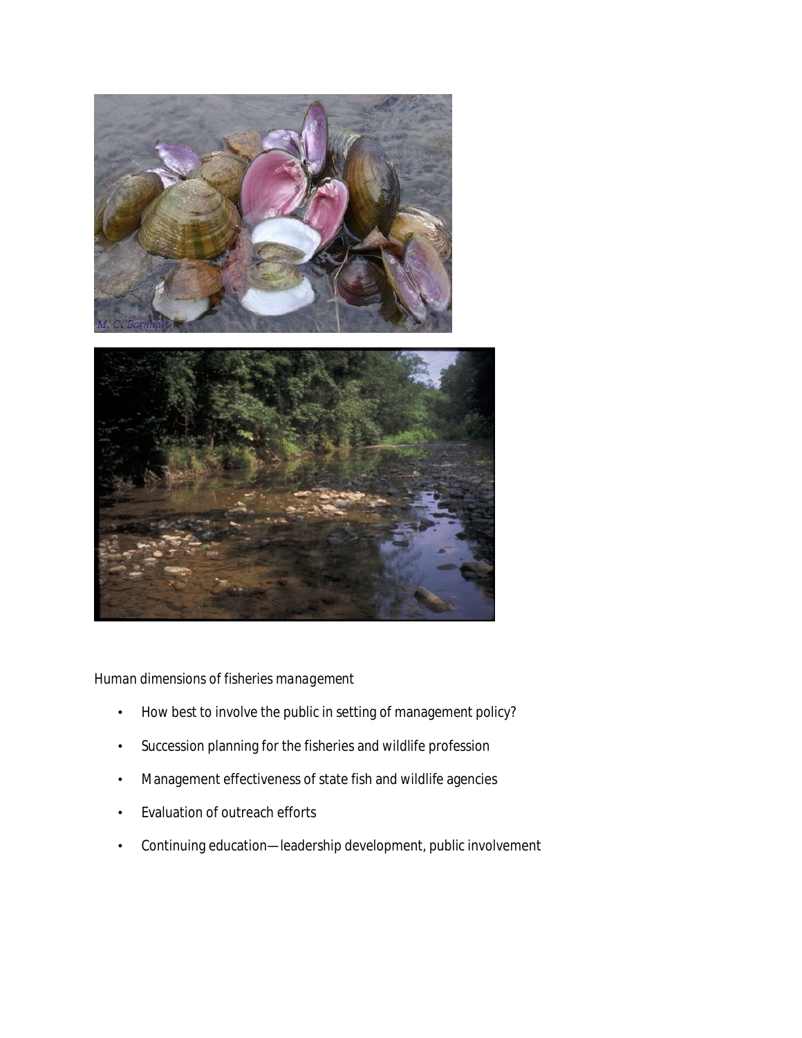*Human dimensions of fisheries management*

- How best to involve the public in setting of management policy?
- Succession planning for the fisheries and wildlife profession
- Management effectiveness of state fish and wildlife agencies
- Evaluation of outreach efforts
- Continuing education—leadership development, public involvement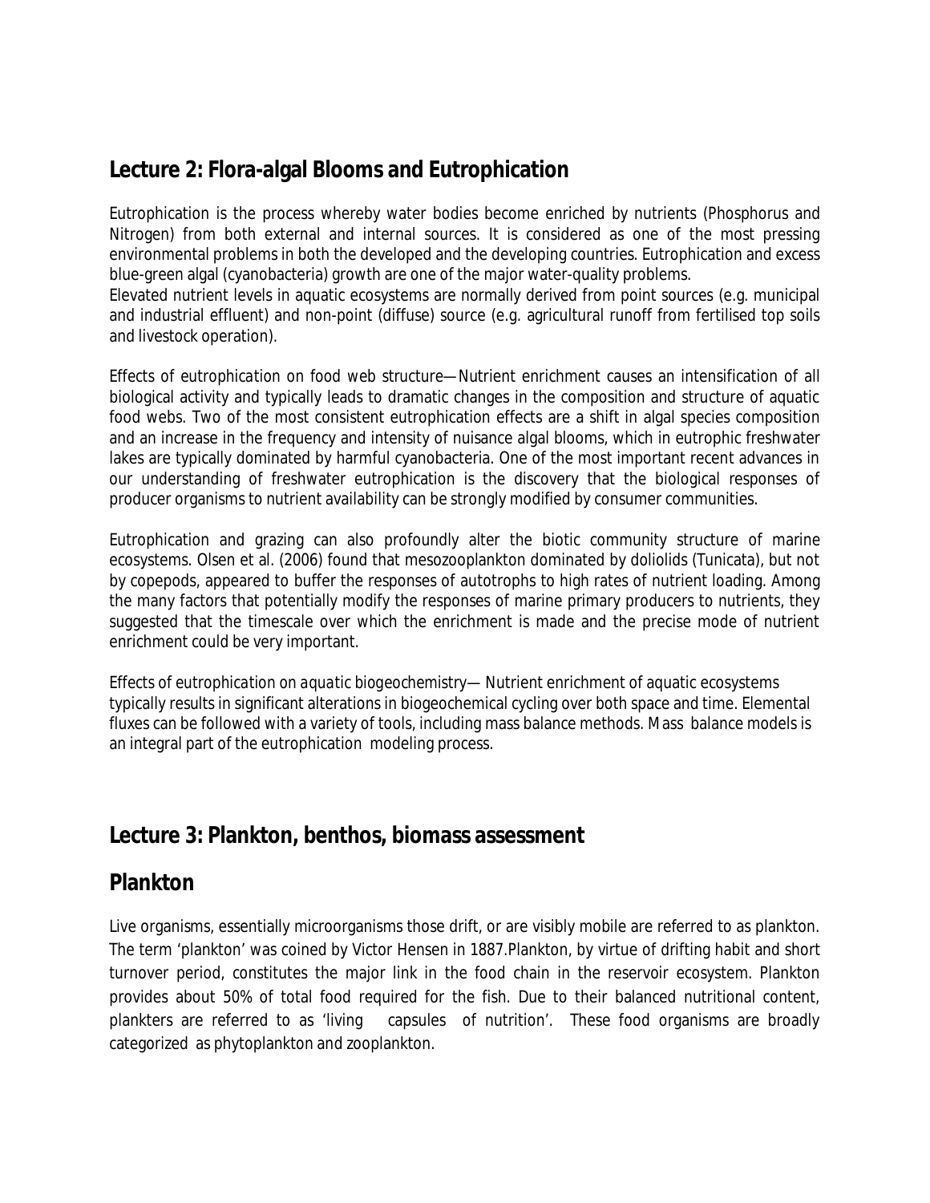## Lecture 2: Flora-algal Blooms and Eutrophication

Eutrophication is the process whereby water bodies become enriched by nutrients (Phosphorus and Nitrogen) from both external and internal sources. It is considered as one of the most pressing environmental problems in both the developed and the developing countries. Eutrophication and excess blue-green algal (cyanobacteria) growth are one of the major water-quality problems.
Elevated nutrient levels in aquatic ecosystems are normally derived from point sources (e.g. municipal and industrial effluent) and non-point (diffuse) source (e.g. agricultural runoff from fertilised top soils and livestock operation).

*Effects of eutrophication on food web structure*—Nutrient enrichment causes an intensification of all biological activity and typically leads to dramatic changes in the composition and structure of aquatic food webs. Two of the most consistent eutrophication effects are a shift in algal species composition and an increase in the frequency and intensity of nuisance algal blooms, which in eutrophic freshwater lakes are typically dominated by harmful cyanobacteria. One of the most important recent advances in our understanding of freshwater eutrophication is the discovery that the biological responses of producer organisms to nutrient availability can be strongly modified by consumer communities.

Eutrophication and grazing can also profoundly alter the biotic community structure of marine ecosystems. Olsen et al. (2006) found that mesozooplankton dominated by doliolids (Tunicata), but not by copepods, appeared to buffer the responses of autotrophs to high rates of nutrient loading. Among the many factors that potentially modify the responses of marine primary producers to nutrients, they suggested that the timescale over which the enrichment is made and the precise mode of nutrient enrichment could be very important.

*Effects of eutrophication on aquatic biogeochemistry*— Nutrient enrichment of aquatic ecosystems typically results in significant alterations in biogeochemical cycling over both space and time. Elemental fluxes can be followed with a variety of tools, including mass balance methods. Mass balance models is an integral part of the eutrophication modeling process.

## Lecture 3: Plankton, benthos, biomass assessment

## Plankton

Live organisms, essentially microorganisms those drift, or are visibly mobile are referred to as plankton. The term 'plankton' was coined by Victor Hensen in 1887.Plankton, by virtue of drifting habit and short turnover period, constitutes the major link in the food chain in the reservoir ecosystem. Plankton provides about 50% of total food required for the fish. Due to their balanced nutritional content, plankters are referred to as 'living capsules of nutrition'. These food organisms are broadly categorized as phytoplankton and zooplankton.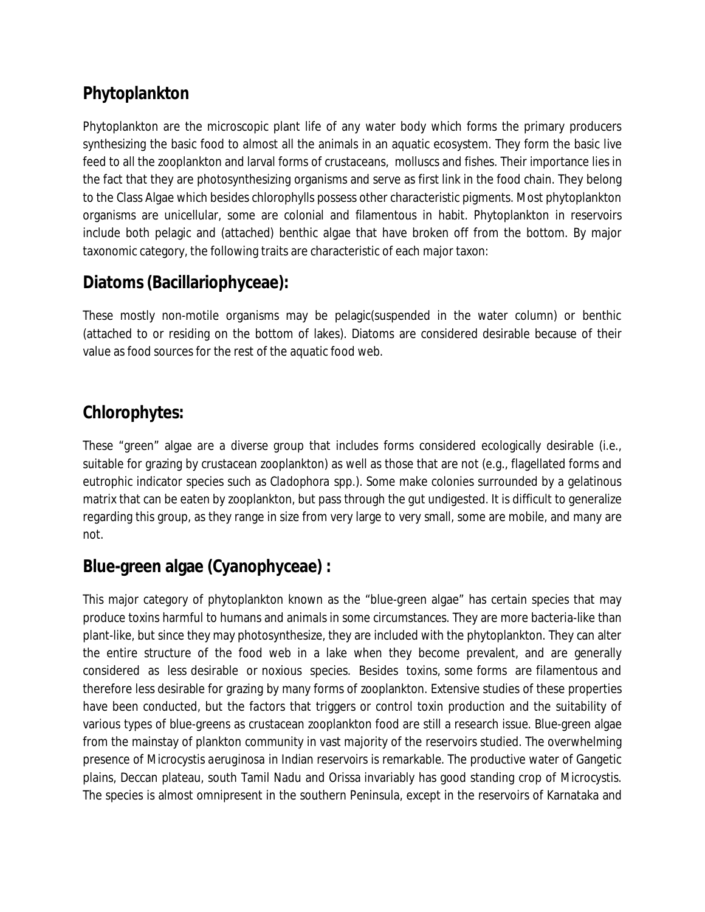## Phytoplankton

Phytoplankton are the microscopic plant life of any water body which forms the primary producers synthesizing the basic food to almost all the animals in an aquatic ecosystem. They form the basic live feed to all the zooplankton and larval forms of crustaceans, molluscs and fishes. Their importance lies in the fact that they are photosynthesizing organisms and serve as first link in the food chain. They belong to the Class Algae which besides chlorophylls possess other characteristic pigments. Most phytoplankton organisms are unicellular, some are colonial and filamentous in habit. Phytoplankton in reservoirs include both pelagic and (attached) benthic algae that have broken off from the bottom. By major taxonomic category, the following traits are characteristic of each major taxon:

## Diatoms (Bacillariophyceae):

These mostly non-motile organisms may be pelagic(suspended in the water column) or benthic (attached to or residing on the bottom of lakes). Diatoms are considered desirable because of their value as food sources for the rest of the aquatic food web.

## Chlorophytes:

These "green" algae are a diverse group that includes forms considered ecologically desirable (i.e., suitable for grazing by crustacean zooplankton) as well as those that are not (e.g., flagellated forms and eutrophic indicator species such as *Cladophora* spp.). Some make colonies surrounded by a gelatinous matrix that can be eaten by zooplankton, but pass through the gut undigested. It is difficult to generalize regarding this group, as they range in size from very large to very small, some are mobile, and many are not.

## Blue-green algae (Cyanophyceae) :

This major category of phytoplankton known as the "blue-green algae" has certain species that may produce toxins harmful to humans and animals in some circumstances. They are more bacteria-like than plant-like, but since they may photosynthesize, they are included with the phytoplankton. They can alter the entire structure of the food web in a lake when they become prevalent, and are generally considered as less desirable or noxious species. Besides toxins, some forms are filamentous and therefore less desirable for grazing by many forms of zooplankton. Extensive studies of these properties have been conducted, but the factors that triggers or control toxin production and the suitability of various types of blue-greens as crustacean zooplankton food are still a research issue. Blue-green algae from the mainstay of plankton community in vast majority of the reservoirs studied. The overwhelming presence of *Microcystis aeruginosa* in Indian reservoirs is remarkable. The productive water of Gangetic plains, Deccan plateau, south Tamil Nadu and Orissa invariably has good standing crop of *Microcystis*. The species is almost omnipresent in the southern Peninsula, except in the reservoirs of Karnataka and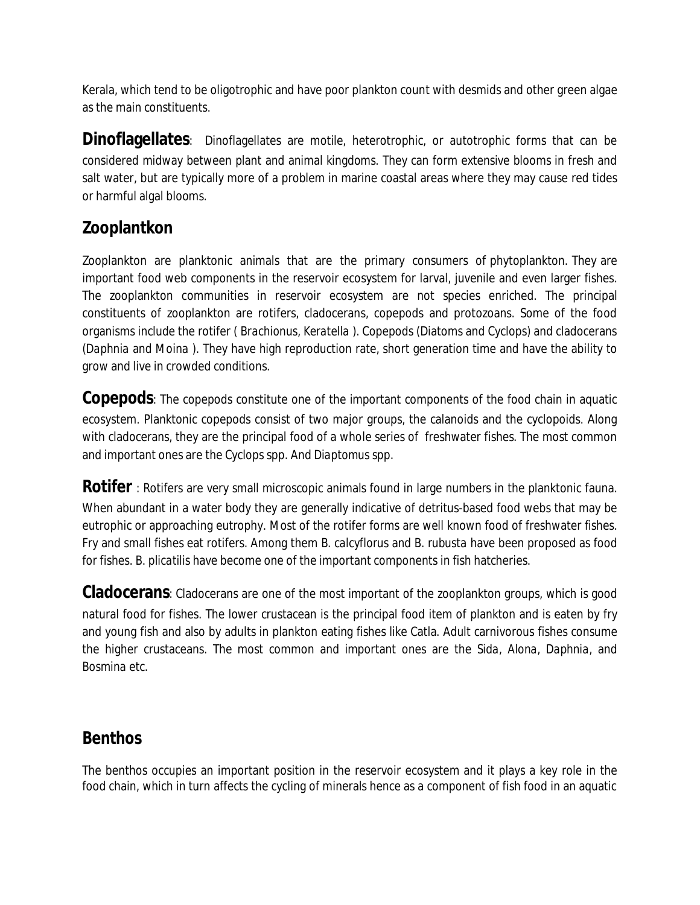Kerala, which tend to be oligotrophic and have poor plankton count with desmids and other green algae as the main constituents.

**Dinoflagellates**: Dinoflagellates are motile, heterotrophic, or autotrophic forms that can be considered midway between plant and animal kingdoms. They can form extensive blooms in fresh and salt water, but are typically more of a problem in marine coastal areas where they may cause red tides or harmful algal blooms.

## Zooplantkon

Zooplankton are planktonic animals that are the primary consumers of phytoplankton. They are important food web components in the reservoir ecosystem for larval, juvenile and even larger fishes. The zooplankton communities in reservoir ecosystem are not species enriched. The principal constituents of zooplankton are rotifers, cladocerans, copepods and protozoans. Some of the food organisms include the rotifer ( *Brachionus*, *Keratella* ). Copepods (Diatoms and Cyclops) and cladocerans (*Daphnia* and *Moina* ). They have high reproduction rate, short generation time and have the ability to grow and live in crowded conditions.

**Copepods**: The copepods constitute one of the important components of the food chain in aquatic ecosystem. Planktonic copepods consist of two major groups, the calanoids and the cyclopoids. Along with cladocerans, they are the principal food of a whole series of freshwater fishes. The most common and important ones are the *Cyclops* spp. And *Diaptomus* spp.

**Rotifer** : Rotifers are very small microscopic animals found in large numbers in the planktonic fauna. When abundant in a water body they are generally indicative of detritus-based food webs that may be eutrophic or approaching eutrophy. Most of the rotifer forms are well known food of freshwater fishes. Fry and small fishes eat rotifers. Among them *B. calcyflorus* and *B. rubusta* have been proposed as food for fishes. *B. plicatilis* have become one of the important components in fish hatcheries.

**Cladocerans**: Cladocerans are one of the most important of the zooplankton groups, which is good natural food for fishes. The lower crustacean is the principal food item of plankton and is eaten by fry and young fish and also by adults in plankton eating fishes like Catla. Adult carnivorous fishes consume the higher crustaceans. The most common and important ones are the *Sida*, *Alona*, *Daphnia*, and *Bosmina* etc.

## Benthos

The benthos occupies an important position in the reservoir ecosystem and it plays a key role in the food chain, which in turn affects the cycling of minerals hence as a component of fish food in an aquatic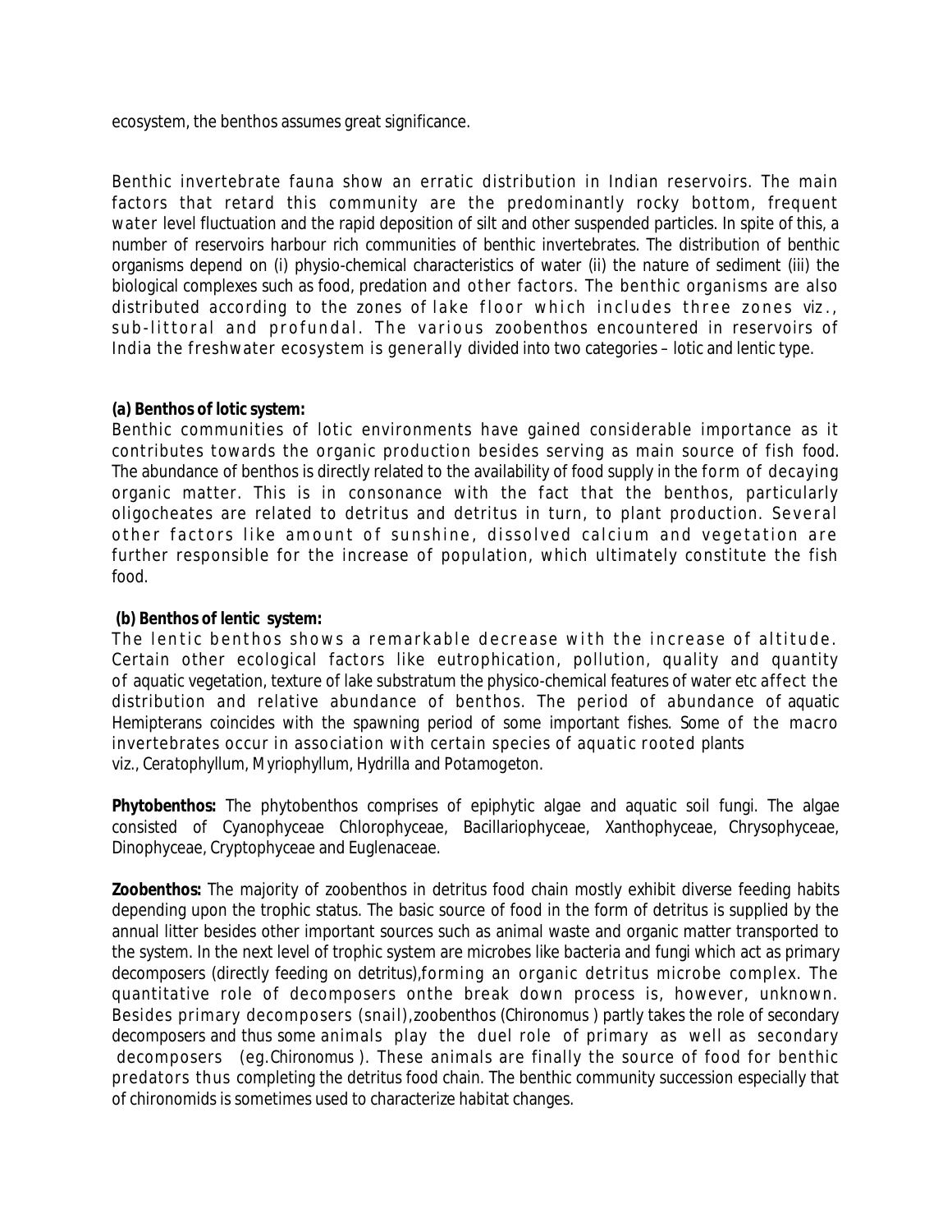ecosystem, the benthos assumes great significance.

Benthic invertebrate fauna show an erratic distribution in Indian reservoirs. The main factors that retard this community are the predominantly rocky bottom, frequent water level fluctuation and the rapid deposition of silt and other suspended particles. In spite of this, a number of reservoirs harbour rich communities of benthic invertebrates. The distribution of benthic organisms depend on (i) physio-chemical characteristics of water (ii) the nature of sediment (iii) the biological complexes such as food, predation and other factors. The benthic organisms are also distributed according to the zones of lake floor which includes three zones viz., sub-littoral and profundal. The various zoobenthos encountered in reservoirs of India the freshwater ecosystem is generally divided into two categories – lotic and lentic type.

**(a) Benthos of lotic system:**

Benthic communities of lotic environments have gained considerable importance as it contributes towards the organic production besides serving as main source of fish food. The abundance of benthos is directly related to the availability of food supply in the form of decaying organic matter. This is in consonance with the fact that the benthos, particularly oligocheates are related to detritus and detritus in turn, to plant production. Several other factors like amount of sunshine, dissolved calcium and vegetation are further responsible for the increase of population, which ultimately constitute the fish food.

**(b) Benthos of lentic system:**

The lentic benthos shows a remarkable decrease with the increase of altitude. Certain other ecological factors like eutrophication, pollution, quality and quantity of aquatic vegetation, texture of lake substratum the physico-chemical features of water etc affect the distribution and relative abundance of benthos. The period of abundance of aquatic Hemipterans coincides with the spawning period of some important fishes. Some of the macro invertebrates occur in association with certain species of aquatic rooted plants viz., Ceratophyllum, Myriophyllum, Hydrilla and Potamogeton.

**Phytobenthos:** The phytobenthos comprises of epiphytic algae and aquatic soil fungi. The algae consisted of Cyanophyceae Chlorophyceae, Bacillariophyceae, Xanthophyceae, Chrysophyceae, Dinophyceae, Cryptophyceae and Euglenaceae.

**Zoobenthos:** The majority of zoobenthos in detritus food chain mostly exhibit diverse feeding habits depending upon the trophic status. The basic source of food in the form of detritus is supplied by the annual litter besides other important sources such as animal waste and organic matter transported to the system. In the next level of trophic system are microbes like bacteria and fungi which act as primary decomposers (directly feeding on detritus),forming an organic detritus microbe complex. The quantitative role of decomposers onthe break down process is, however, unknown. Besides primary decomposers (snail),zoobenthos (Chironomus ) partly takes the role of secondary decomposers and thus some animals play the duel role of primary as well as secondary decomposers (eg.Chironomus ). These animals are finally the source of food for benthic predators thus completing the detritus food chain. The benthic community succession especially that of chironomids is sometimes used to characterize habitat changes.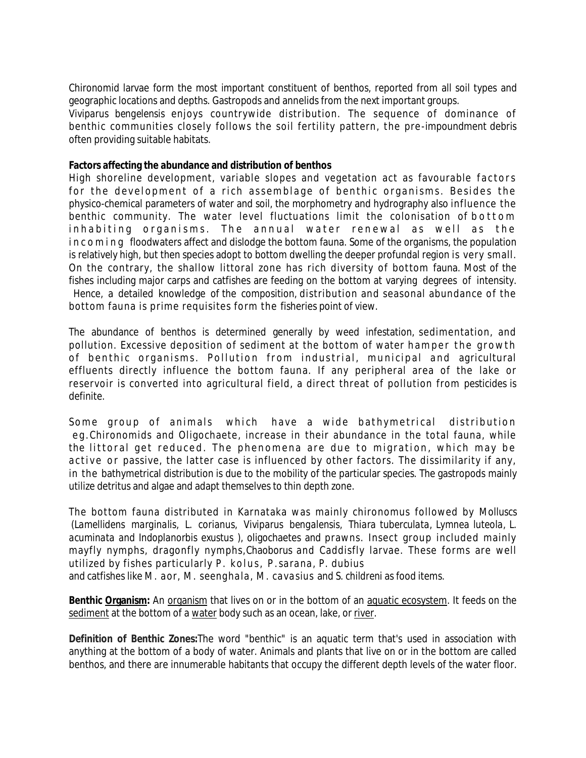Chironomid larvae form the most important constituent of benthos, reported from all soil types and geographic locations and depths. Gastropods and annelids from the next important groups.

*Viviparus bengelensis* enjoys countrywide distribution. The sequence of dominance of benthic communities closely follows the soil fertility pattern, the pre-impoundment debris often providing suitable habitats.

**Factors affecting the abundance and distribution of benthos**

High shoreline development, variable slopes and vegetation act as favourable factors for the development of a rich assemblage of benthic organisms. Besides the physico-chemical parameters of water and soil, the morphometry and hydrography also influence the benthic community. The water level fluctuations limit the colonisation of bottom inhabiting organisms. The annual water renewal as well as the incoming floodwaters affect and dislodge the bottom fauna. Some of the organisms, the population is relatively high, but then species adopt to bottom dwelling the deeper profundal region is very small. On the contrary, the shallow littoral zone has rich diversity of bottom fauna. Most of the fishes including major carps and catfishes are feeding on the bottom at varying degrees of intensity. Hence, a detailed knowledge of the composition, distribution and seasonal abundance of the bottom fauna is prime requisites form the fisheries point of view.

The abundance of benthos is determined generally by weed infestation, sedimentation, and pollution. Excessive deposition of sediment at the bottom of water hamper the growth of benthic organisms. Pollution from industrial, municipal and agricultural effluents directly influence the bottom fauna. If any peripheral area of the lake or reservoir is converted into agricultural field, a direct threat of pollution from pesticides is definite.

Some group of animals which have a wide bathymetrical distribution eg.Chironomids and Oligochaete, increase in their abundance in the total fauna, while the littoral get reduced. The phenomena are due to migration, which may be active or passive, the latter case is influenced by other factors. The dissimilarity if any, in the bathymetrical distribution is due to the mobility of the particular species. The gastropods mainly utilize detritus and algae and adapt themselves to thin depth zone.

The bottom fauna distributed in Karnataka was mainly chironomus followed by Molluscs (*Lamellidens marginalis, L. corianus, Viviparus bengalensis, Thiara tuberculata, Lymnea luteola, L. acuminata* and *Indoplanorbis exustus* ), oligochaetes and prawns. Insect group included mainly mayfly nymphs, dragonfly nymphs,*Chaoborus* and Caddisfly larvae. These forms are well utilized by fishes particularly *P. kolus, P.sarana, P. dubius* and catfishes like *M. aor, M. seenghala, M. cavasius* and *S. childreni* as food items.

**Benthic Organism:** An organism that lives on or in the bottom of an aquatic ecosystem. It feeds on the sediment at the bottom of a water body such as an ocean, lake, or river.

**Definition of Benthic Zones:** The word "benthic" is an aquatic term that's used in association with anything at the bottom of a body of water. Animals and plants that live on or in the bottom are called benthos, and there are innumerable habitants that occupy the different depth levels of the water floor.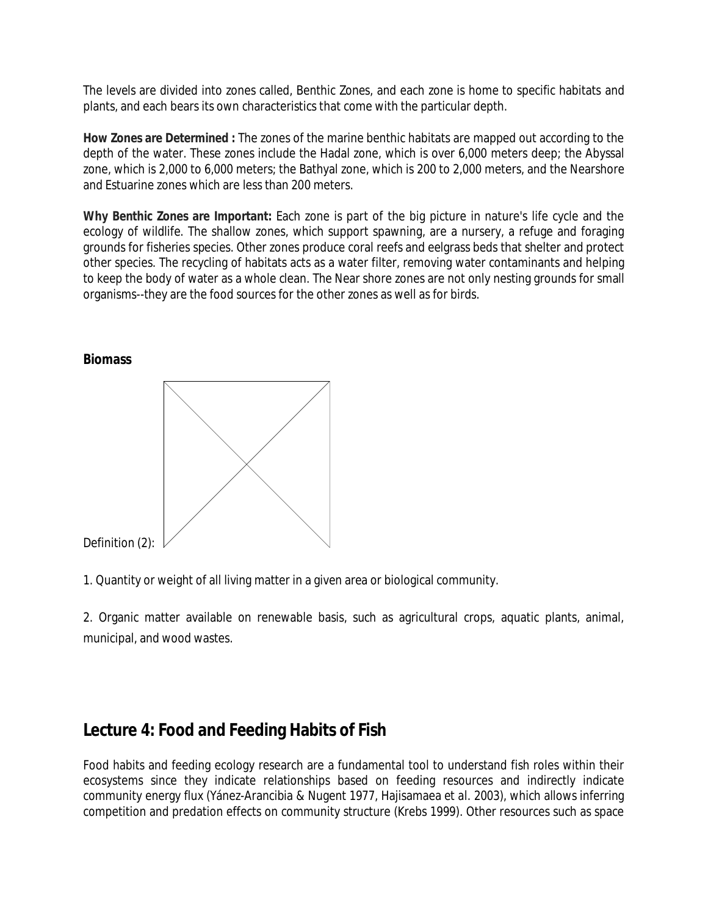The levels are divided into zones called, Benthic Zones, and each zone is home to specific habitats and plants, and each bears its own characteristics that come with the particular depth.

**How Zones are Determined :** The zones of the marine benthic habitats are mapped out according to the depth of the water. These zones include the Hadal zone, which is over 6,000 meters deep; the Abyssal zone, which is 2,000 to 6,000 meters; the Bathyal zone, which is 200 to 2,000 meters, and the Nearshore and Estuarine zones which are less than 200 meters.

**Why Benthic Zones are Important:** Each zone is part of the big picture in nature's life cycle and the ecology of wildlife. The shallow zones, which support spawning, are a nursery, a refuge and foraging grounds for fisheries species. Other zones produce coral reefs and eelgrass beds that shelter and protect other species. The recycling of habitats acts as a water filter, removing water contaminants and helping to keep the body of water as a whole clean. The Near shore zones are not only nesting grounds for small organisms--they are the food sources for the other zones as well as for birds.

**Biomass**

Definition (2):

1. Quantity or weight of all living matter in a given area or biological community.

2. Organic matter available on renewable basis, such as agricultural crops, aquatic plants, animal, municipal, and wood wastes.

## Lecture 4: Food and Feeding Habits of Fish

Food habits and feeding ecology research are a fundamental tool to understand fish roles within their ecosystems since they indicate relationships based on feeding resources and indirectly indicate community energy flux (Yáñez-Arancibia & Nugent 1977, Hajisamaea et al. 2003), which allows inferring competition and predation effects on community structure (Krebs 1999). Other resources such as space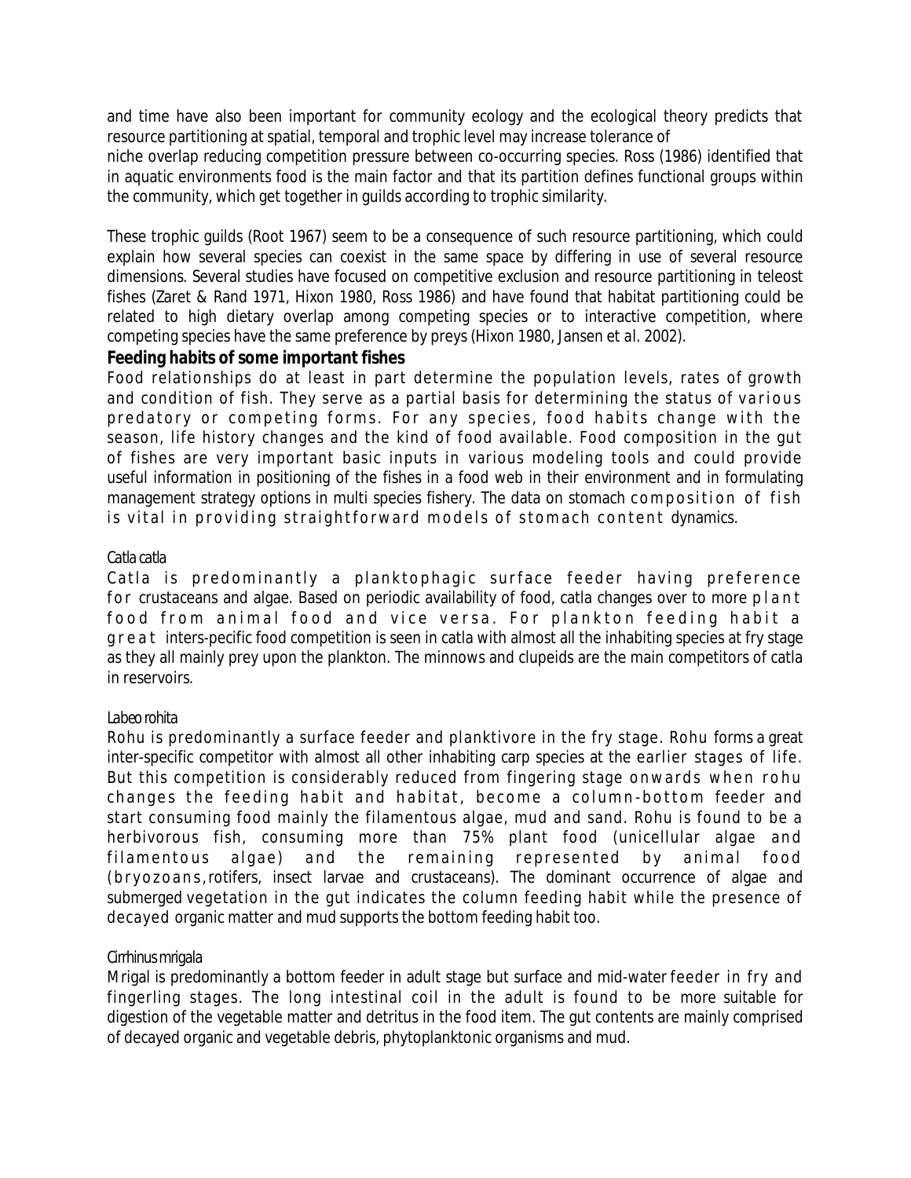and time have also been important for community ecology and the ecological theory predicts that resource partitioning at spatial, temporal and trophic level may increase tolerance of
niche overlap reducing competition pressure between co-occurring species. Ross (1986) identified that in aquatic environments food is the main factor and that its partition defines functional groups within the community, which get together in guilds according to trophic similarity.

These trophic guilds (Root 1967) seem to be a consequence of such resource partitioning, which could explain how several species can coexist in the same space by differing in use of several resource dimensions. Several studies have focused on competitive exclusion and resource partitioning in teleost fishes (Zaret & Rand 1971, Hixon 1980, Ross 1986) and have found that habitat partitioning could be related to high dietary overlap among competing species or to interactive competition, where competing species have the same preference by preys (Hixon 1980, Jansen et al. 2002).

## Feeding habits of some important fishes

Food relationships do at least in part determine the population levels, rates of growth and condition of fish. They serve as a partial basis for determining the status of various predatory or competing forms. For any species, food habits change with the season, life history changes and the kind of food available. Food composition in the gut of fishes are very important basic inputs in various modeling tools and could provide useful information in positioning of the fishes in a food web in their environment and in formulating management strategy options in multi species fishery. The data on stomach composition of fish is vital in providing straightforward models of stomach content dynamics.

### Catla catla

Catla is predominantly a planktophagic surface feeder having preference for crustaceans and algae. Based on periodic availability of food, catla changes over to more plant food from animal food and vice versa. For plankton feeding habit a great inters-pecific food competition is seen in catla with almost all the inhabiting species at fry stage as they all mainly prey upon the plankton. The minnows and clupeids are the main competitors of catla in reservoirs.

### Labeo rohita

Rohu is predominantly a surface feeder and planktivore in the fry stage. Rohu forms a great inter-specific competitor with almost all other inhabiting carp species at the earlier stages of life. But this competition is considerably reduced from fingering stage onwards when rohu changes the feeding habit and habitat, become a column-bottom feeder and start consuming food mainly the filamentous algae, mud and sand. Rohu is found to be a herbivorous fish, consuming more than 75% plant food (unicellular algae and filamentous algae) and the remaining represented by animal food (bryozoans,rotifers, insect larvae and crustaceans). The dominant occurrence of algae and submerged vegetation in the gut indicates the column feeding habit while the presence of decayed organic matter and mud supports the bottom feeding habit too.

### Cirrhinus mrigala

Mrigal is predominantly a bottom feeder in adult stage but surface and mid-water feeder in fry and fingerling stages. The long intestinal coil in the adult is found to be more suitable for digestion of the vegetable matter and detritus in the food item. The gut contents are mainly comprised of decayed organic and vegetable debris, phytoplanktonic organisms and mud.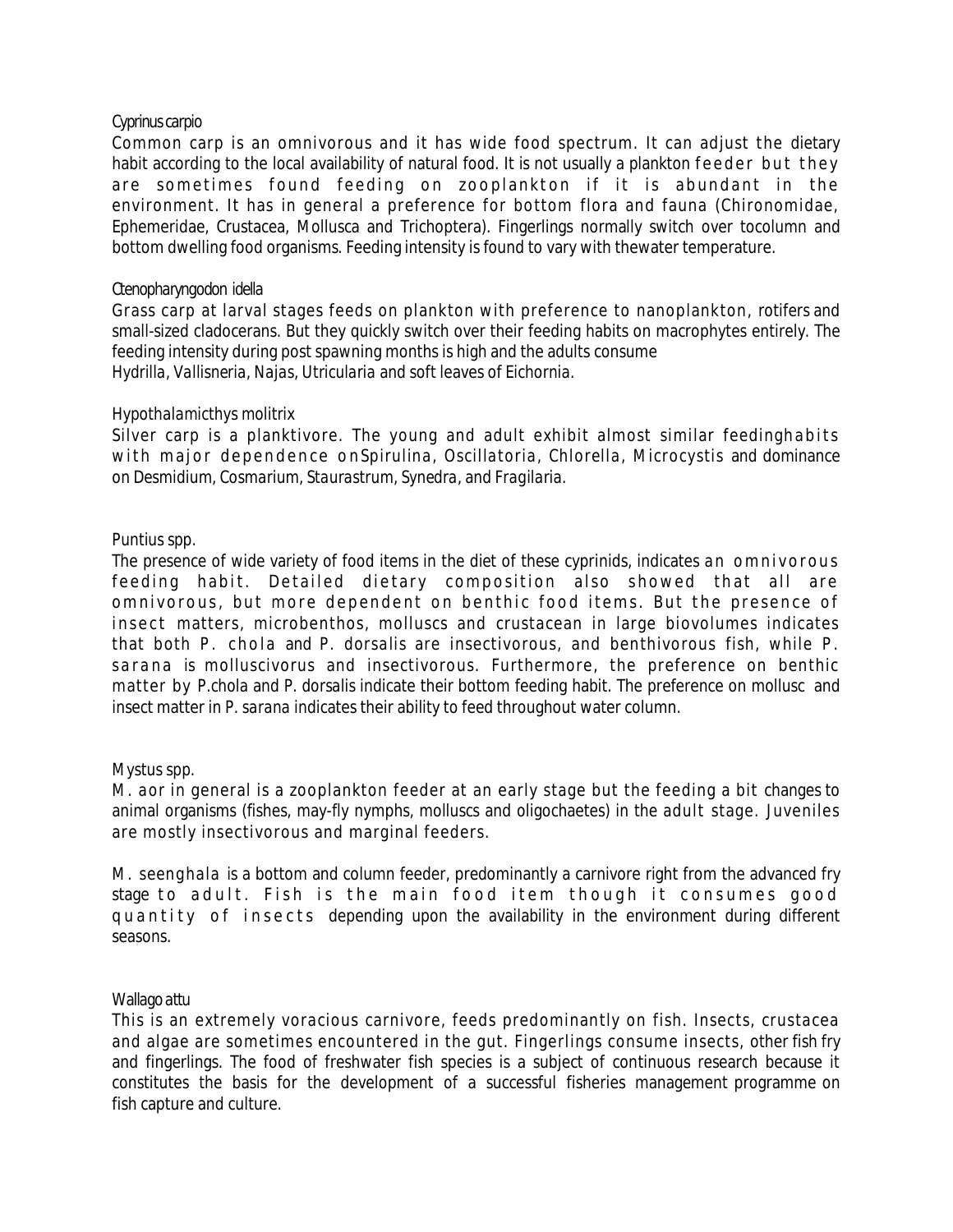### *Cyprinus carpio*

Common carp is an omnivorous and it has wide food spectrum. It can adjust the dietary habit according to the local availability of natural food. It is not usually a plankton feeder but they are sometimes found feeding on zooplankton if it is abundant in the environment. It has in general a preference for bottom flora and fauna (Chironomidae, Ephemeridae, Crustacea, Mollusca and Trichoptera). Fingerlings normally switch over tocolumn and bottom dwelling food organisms. Feeding intensity is found to vary with thewater temperature.

### *Ctenopharyngodon idella*

Grass carp at larval stages feeds on plankton with preference to nanoplankton, rotifers and small-sized cladocerans. But they quickly switch over their feeding habits on macrophytes entirely. The feeding intensity during post spawning months is high and the adults consume *Hydrilla, Vallisneria, Najas, Utricularia* and soft leaves of *Eichornia*.

### *Hypothalamicthys molitrix*

Silver carp is a planktivore. The young and adult exhibit almost similar feedinghabits with major dependence on*Spirulina, Oscillatoria, Chlorella, Microcystis* and dominance on *Desmidium, Cosmarium, Staurastrum, Synedra*, and *Fragilaria*.

### *Puntius* spp.

The presence of wide variety of food items in the diet of these cyprinids, indicates an omnivorous feeding habit. Detailed dietary composition also showed that all are omnivorous, but more dependent on benthic food items. But the presence of insect matters, microbenthos, molluscs and crustacean in large biovolumes indicates that both *P. chola* and *P. dorsalis* are insectivorous, and benthivorous fish, while *P. sarana* is molluscivorus and insectivorous. Furthermore, the preference on benthic matter by *P.chola* and *P. dorsalis* indicate their bottom feeding habit. The preference on mollusc and insect matter in *P. sarana* indicates their ability to feed throughout water column.

### *Mystus* spp.

*M. aor* in general is a zooplankton feeder at an early stage but the feeding a bit changes to animal organisms (fishes, may-fly nymphs, molluscs and oligochaetes) in the adult stage. Juveniles are mostly insectivorous and marginal feeders.

*M. seenghala* is a bottom and column feeder, predominantly a carnivore right from the advanced fry stage to adult. Fish is the main food item though it consumes good quantity of insects depending upon the availability in the environment during different seasons.

### *Wallago attu*

This is an extremely voracious carnivore, feeds predominantly on fish. Insects, crustacea and algae are sometimes encountered in the gut. Fingerlings consume insects, other fish fry and fingerlings. The food of freshwater fish species is a subject of continuous research because it constitutes the basis for the development of a successful fisheries management programme on fish capture and culture.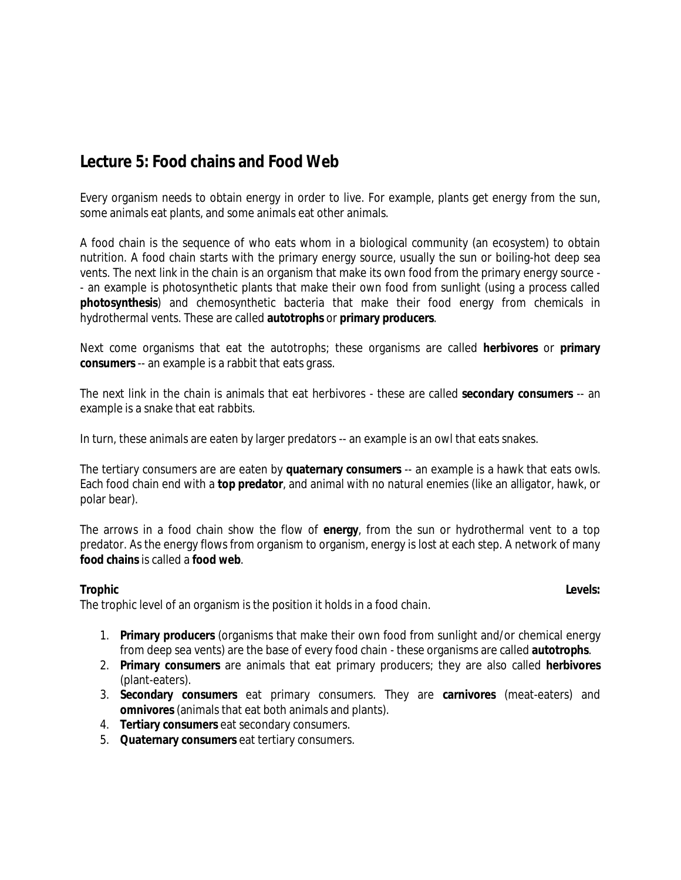## Lecture 5: Food chains and Food Web

Every organism needs to obtain energy in order to live. For example, plants get energy from the sun, some animals eat plants, and some animals eat other animals.

A food chain is the sequence of who eats whom in a biological community (an ecosystem) to obtain nutrition. A food chain starts with the primary energy source, usually the sun or boiling-hot deep sea vents. The next link in the chain is an organism that make its own food from the primary energy source -- an example is photosynthetic plants that make their own food from sunlight (using a process called **photosynthesis**) and chemosynthetic bacteria that make their food energy from chemicals in hydrothermal vents. These are called **autotrophs** or **primary producers**.

Next come organisms that eat the autotrophs; these organisms are called **herbivores** or **primary consumers** -- an example is a rabbit that eats grass.

The next link in the chain is animals that eat herbivores - these are called **secondary consumers** -- an example is a snake that eat rabbits.

In turn, these animals are eaten by larger predators -- an example is an owl that eats snakes.

The tertiary consumers are are eaten by **quaternary consumers** -- an example is a hawk that eats owls. Each food chain end with a **top predator**, and animal with no natural enemies (like an alligator, hawk, or polar bear).

The arrows in a food chain show the flow of **energy**, from the sun or hydrothermal vent to a top predator. As the energy flows from organism to organism, energy is lost at each step. A network of many **food chains** is called a **food web**.

**Trophic Levels:**

The trophic level of an organism is the position it holds in a food chain.

1. **Primary producers** (organisms that make their own food from sunlight and/or chemical energy from deep sea vents) are the base of every food chain - these organisms are called **autotrophs**.
2. **Primary consumers** are animals that eat primary producers; they are also called **herbivores** (plant-eaters).
3. **Secondary consumers** eat primary consumers. They are **carnivores** (meat-eaters) and **omnivores** (animals that eat both animals and plants).
4. **Tertiary consumers** eat secondary consumers.
5. **Quaternary consumers** eat tertiary consumers.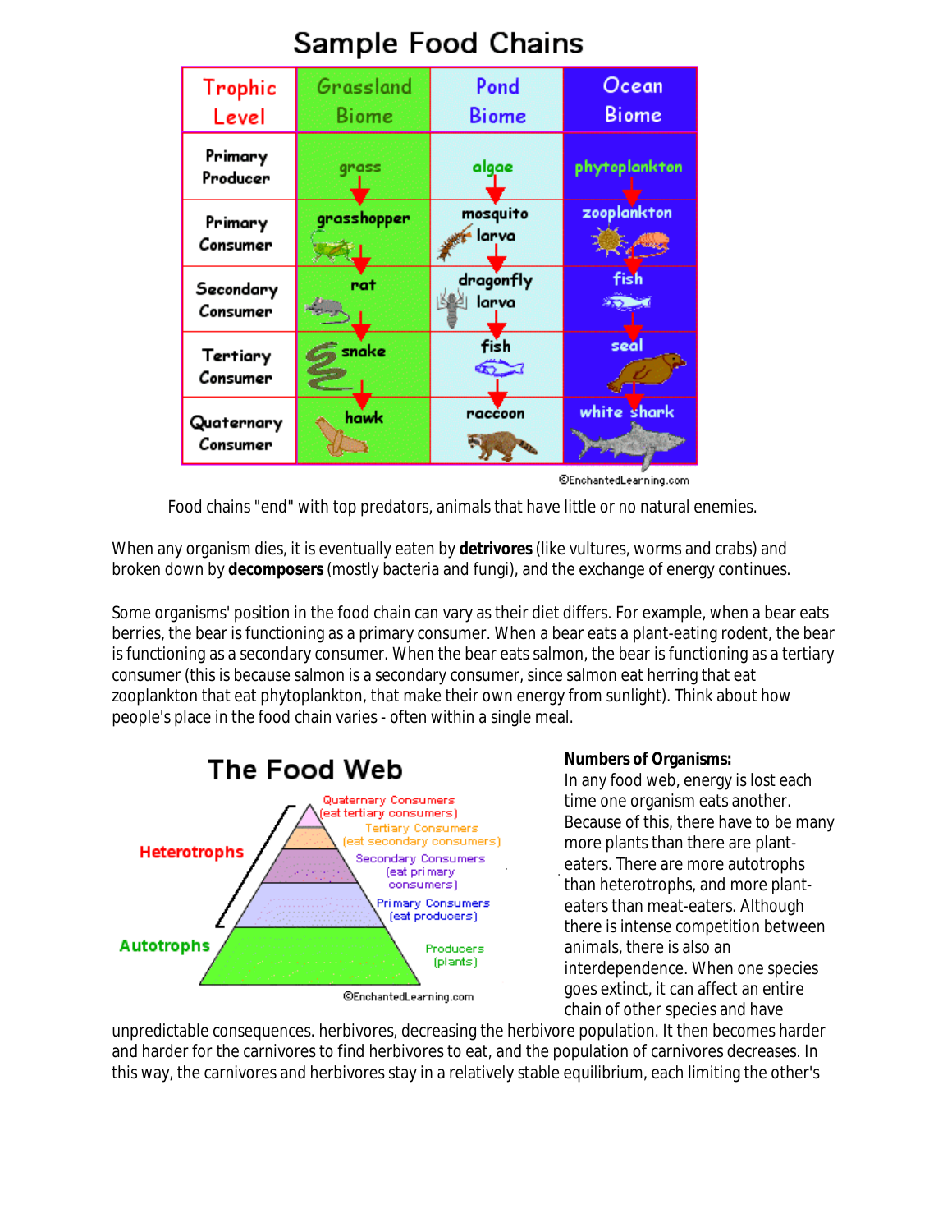## Sample Food Chains

| Trophic Level | Grassland Biome | Pond Biome | Ocean Biome |
|---|---|---|---|
| Primary Producer | grass | algae | phytoplankton |
| Primary Consumer | grasshopper | mosquito larva | zooplankton |
| Secondary Consumer | rat | dragonfly larva | fish |
| Tertiary Consumer | snake | fish | seal |
| Quaternary Consumer | hawk | raccoon | white shark |

©EnchantedLearning.com

Food chains "end" with top predators, animals that have little or no natural enemies.

When any organism dies, it is eventually eaten by **detrivores** (like vultures, worms and crabs) and broken down by **decomposers** (mostly bacteria and fungi), and the exchange of energy continues.

Some organisms' position in the food chain can vary as their diet differs. For example, when a bear eats berries, the bear is functioning as a primary consumer. When a bear eats a plant-eating rodent, the bear is functioning as a secondary consumer. When the bear eats salmon, the bear is functioning as a tertiary consumer (this is because salmon is a secondary consumer, since salmon eat herring that eat zooplankton that eat phytoplankton, that make their own energy from sunlight). Think about how people's place in the food chain varies - often within a single meal.

### The Food Web

- Heterotrophs
  - Quaternary Consumers (eat tertiary consumers)
  - Tertiary Consumers (eat secondary consumers)
  - Secondary Consumers (eat primary consumers)
  - Primary Consumers (eat producers)
- Autotrophs
  - Producers (plants)

©EnchantedLearning.com

**Numbers of Organisms:**
In any food web, energy is lost each time one organism eats another. Because of this, there have to be many more plants than there are plant-eaters. There are more autotrophs than heterotrophs, and more plant-eaters than meat-eaters. Although there is intense competition between animals, there is also an interdependence. When one species goes extinct, it can affect an entire chain of other species and have unpredictable consequences. herbivores, decreasing the herbivore population. It then becomes harder and harder for the carnivores to find herbivores to eat, and the population of carnivores decreases. In this way, the carnivores and herbivores stay in a relatively stable equilibrium, each limiting the other's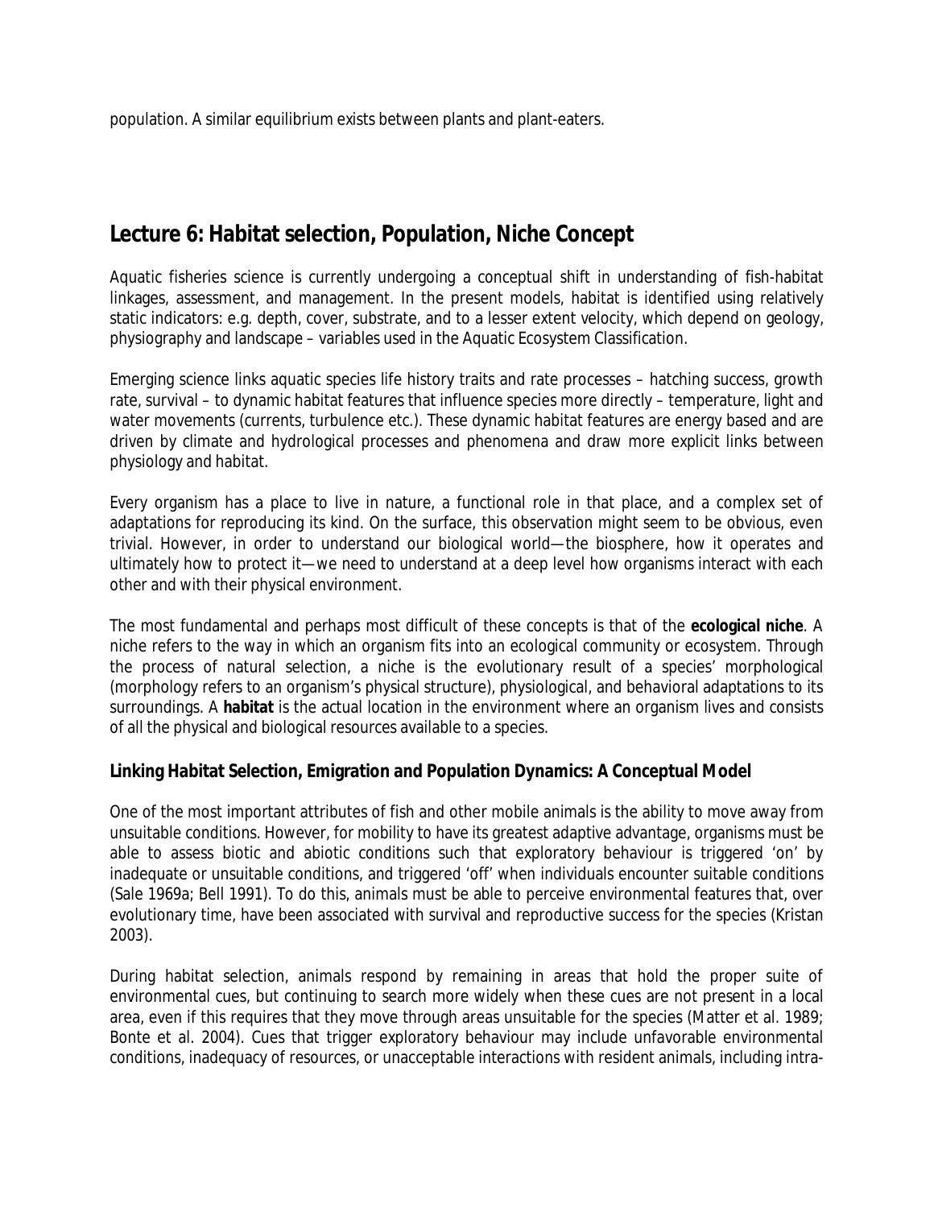population. A similar equilibrium exists between plants and plant-eaters.

## Lecture 6: Habitat selection, Population, Niche Concept

Aquatic fisheries science is currently undergoing a conceptual shift in understanding of fish-habitat linkages, assessment, and management. In the present models, habitat is identified using relatively static indicators: e.g. depth, cover, substrate, and to a lesser extent velocity, which depend on geology, physiography and landscape – variables used in the Aquatic Ecosystem Classification.

Emerging science links aquatic species life history traits and rate processes – hatching success, growth rate, survival – to dynamic habitat features that influence species more directly – temperature, light and water movements (currents, turbulence etc.). These dynamic habitat features are energy based and are driven by climate and hydrological processes and phenomena and draw more explicit links between physiology and habitat.

Every organism has a place to live in nature, a functional role in that place, and a complex set of adaptations for reproducing its kind. On the surface, this observation might seem to be obvious, even trivial. However, in order to understand our biological world—the biosphere, how it operates and ultimately how to protect it—we need to understand at a deep level how organisms interact with each other and with their physical environment.

The most fundamental and perhaps most difficult of these concepts is that of the **ecological niche**. A niche refers to the way in which an organism fits into an ecological community or ecosystem. Through the process of natural selection, a niche is the evolutionary result of a species' morphological (morphology refers to an organism's physical structure), physiological, and behavioral adaptations to its surroundings. A **habitat** is the actual location in the environment where an organism lives and consists of all the physical and biological resources available to a species.

### Linking Habitat Selection, Emigration and Population Dynamics: A Conceptual Model

One of the most important attributes of fish and other mobile animals is the ability to move away from unsuitable conditions. However, for mobility to have its greatest adaptive advantage, organisms must be able to assess biotic and abiotic conditions such that exploratory behaviour is triggered 'on' by inadequate or unsuitable conditions, and triggered 'off' when individuals encounter suitable conditions (Sale 1969a; Bell 1991). To do this, animals must be able to perceive environmental features that, over evolutionary time, have been associated with survival and reproductive success for the species (Kristan 2003).

During habitat selection, animals respond by remaining in areas that hold the proper suite of environmental cues, but continuing to search more widely when these cues are not present in a local area, even if this requires that they move through areas unsuitable for the species (Matter et al. 1989; Bonte et al. 2004). Cues that trigger exploratory behaviour may include unfavorable environmental conditions, inadequacy of resources, or unacceptable interactions with resident animals, including intra-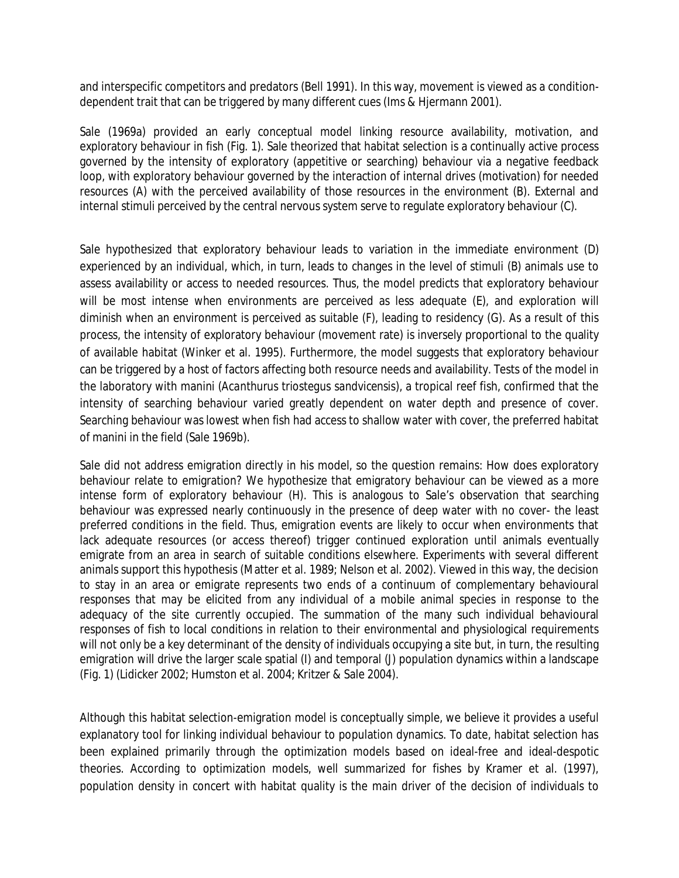and interspecific competitors and predators (Bell 1991). In this way, movement is viewed as a condition-dependent trait that can be triggered by many different cues (Ims & Hjermann 2001).

Sale (1969a) provided an early conceptual model linking resource availability, motivation, and exploratory behaviour in fish (Fig. 1). Sale theorized that habitat selection is a continually active process governed by the intensity of exploratory (appetitive or searching) behaviour via a negative feedback loop, with exploratory behaviour governed by the interaction of internal drives (motivation) for needed resources (A) with the perceived availability of those resources in the environment (B). External and internal stimuli perceived by the central nervous system serve to regulate exploratory behaviour (C).

Sale hypothesized that exploratory behaviour leads to variation in the immediate environment (D) experienced by an individual, which, in turn, leads to changes in the level of stimuli (B) animals use to assess availability or access to needed resources. Thus, the model predicts that exploratory behaviour will be most intense when environments are perceived as less adequate (E), and exploration will diminish when an environment is perceived as suitable (F), leading to residency (G). As a result of this process, the intensity of exploratory behaviour (movement rate) is inversely proportional to the quality of available habitat (Winker et al. 1995). Furthermore, the model suggests that exploratory behaviour can be triggered by a host of factors affecting both resource needs and availability. Tests of the model in the laboratory with manini (*Acanthurus triostegus sandvicensis*), a tropical reef fish, confirmed that the intensity of searching behaviour varied greatly dependent on water depth and presence of cover. Searching behaviour was lowest when fish had access to shallow water with cover, the preferred habitat of manini in the field (Sale 1969b).

Sale did not address emigration directly in his model, so the question remains: How does exploratory behaviour relate to emigration? We hypothesize that emigratory behaviour can be viewed as a more intense form of exploratory behaviour (H). This is analogous to Sale's observation that searching behaviour was expressed nearly continuously in the presence of deep water with no cover- the least preferred conditions in the field. Thus, emigration events are likely to occur when environments that lack adequate resources (or access thereof) trigger continued exploration until animals eventually emigrate from an area in search of suitable conditions elsewhere. Experiments with several different animals support this hypothesis (Matter et al. 1989; Nelson et al. 2002). Viewed in this way, the decision to stay in an area or emigrate represents two ends of a continuum of complementary behavioural responses that may be elicited from any individual of a mobile animal species in response to the adequacy of the site currently occupied. The summation of the many such individual behavioural responses of fish to local conditions in relation to their environmental and physiological requirements will not only be a key determinant of the density of individuals occupying a site but, in turn, the resulting emigration will drive the larger scale spatial (I) and temporal (J) population dynamics within a landscape (Fig. 1) (Lidicker 2002; Humston et al. 2004; Kritzer & Sale 2004).

Although this habitat selection-emigration model is conceptually simple, we believe it provides a useful explanatory tool for linking individual behaviour to population dynamics. To date, habitat selection has been explained primarily through the optimization models based on ideal-free and ideal-despotic theories. According to optimization models, well summarized for fishes by Kramer et al. (1997), population density in concert with habitat quality is the main driver of the decision of individuals to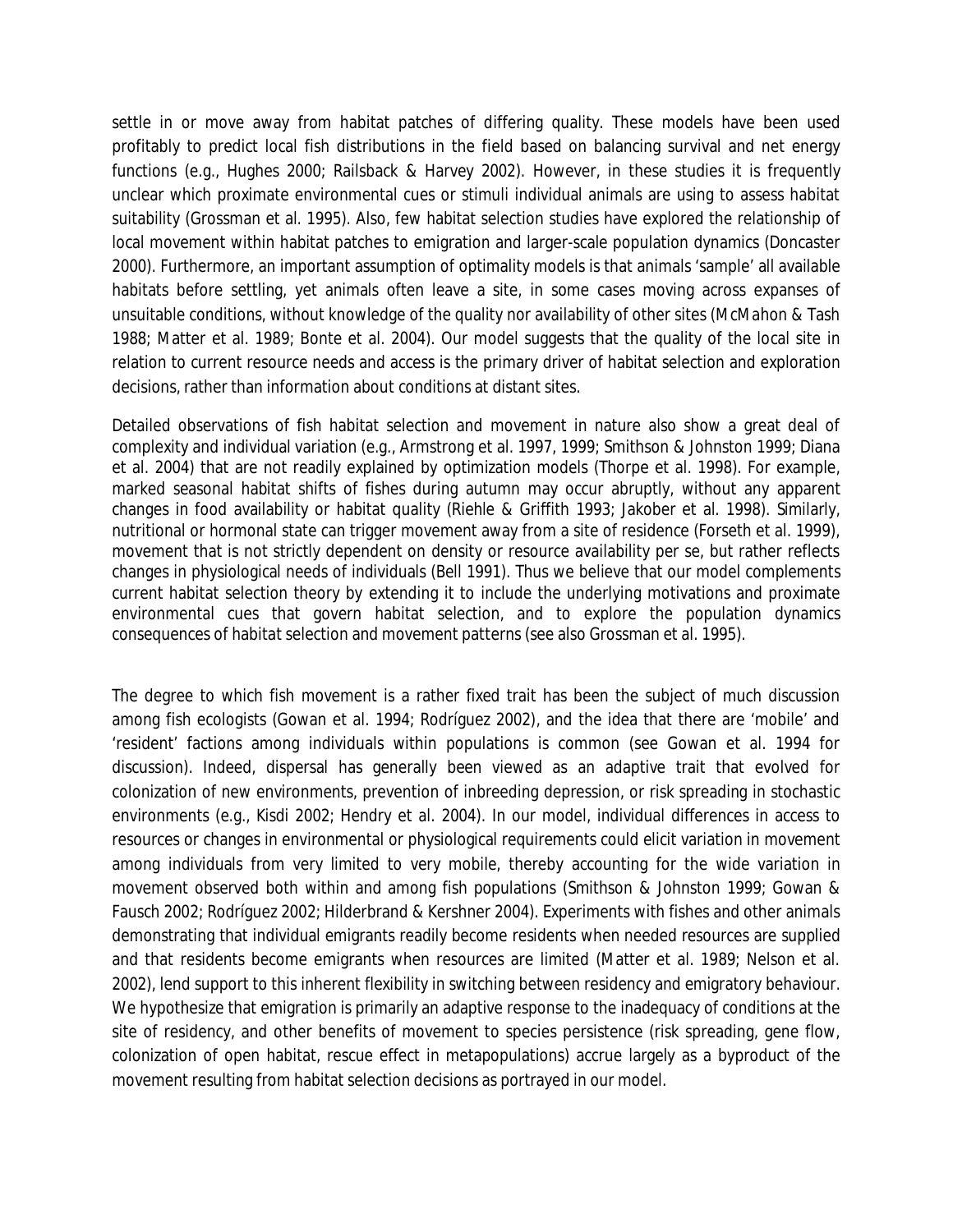settle in or move away from habitat patches of differing quality. These models have been used profitably to predict local fish distributions in the field based on balancing survival and net energy functions (e.g., Hughes 2000; Railsback & Harvey 2002). However, in these studies it is frequently unclear which proximate environmental cues or stimuli individual animals are using to assess habitat suitability (Grossman et al. 1995). Also, few habitat selection studies have explored the relationship of local movement within habitat patches to emigration and larger-scale population dynamics (Doncaster 2000). Furthermore, an important assumption of optimality models is that animals 'sample' all available habitats before settling, yet animals often leave a site, in some cases moving across expanses of unsuitable conditions, without knowledge of the quality nor availability of other sites (McMahon & Tash 1988; Matter et al. 1989; Bonte et al. 2004). Our model suggests that the quality of the local site in relation to current resource needs and access is the primary driver of habitat selection and exploration decisions, rather than information about conditions at distant sites.

Detailed observations of fish habitat selection and movement in nature also show a great deal of complexity and individual variation (e.g., Armstrong et al. 1997, 1999; Smithson & Johnston 1999; Diana et al. 2004) that are not readily explained by optimization models (Thorpe et al. 1998). For example, marked seasonal habitat shifts of fishes during autumn may occur abruptly, without any apparent changes in food availability or habitat quality (Riehle & Griffith 1993; Jakober et al. 1998). Similarly, nutritional or hormonal state can trigger movement away from a site of residence (Forseth et al. 1999), movement that is not strictly dependent on density or resource availability per se, but rather reflects changes in physiological needs of individuals (Bell 1991). Thus we believe that our model complements current habitat selection theory by extending it to include the underlying motivations and proximate environmental cues that govern habitat selection, and to explore the population dynamics consequences of habitat selection and movement patterns (see also Grossman et al. 1995).

The degree to which fish movement is a rather fixed trait has been the subject of much discussion among fish ecologists (Gowan et al. 1994; Rodríguez 2002), and the idea that there are 'mobile' and 'resident' factions among individuals within populations is common (see Gowan et al. 1994 for discussion). Indeed, dispersal has generally been viewed as an adaptive trait that evolved for colonization of new environments, prevention of inbreeding depression, or risk spreading in stochastic environments (e.g., Kisdi 2002; Hendry et al. 2004). In our model, individual differences in access to resources or changes in environmental or physiological requirements could elicit variation in movement among individuals from very limited to very mobile, thereby accounting for the wide variation in movement observed both within and among fish populations (Smithson & Johnston 1999; Gowan & Fausch 2002; Rodríguez 2002; Hilderbrand & Kershner 2004). Experiments with fishes and other animals demonstrating that individual emigrants readily become residents when needed resources are supplied and that residents become emigrants when resources are limited (Matter et al. 1989; Nelson et al. 2002), lend support to this inherent flexibility in switching between residency and emigratory behaviour. We hypothesize that emigration is primarily an adaptive response to the inadequacy of conditions at the site of residency, and other benefits of movement to species persistence (risk spreading, gene flow, colonization of open habitat, rescue effect in metapopulations) accrue largely as a byproduct of the movement resulting from habitat selection decisions as portrayed in our model.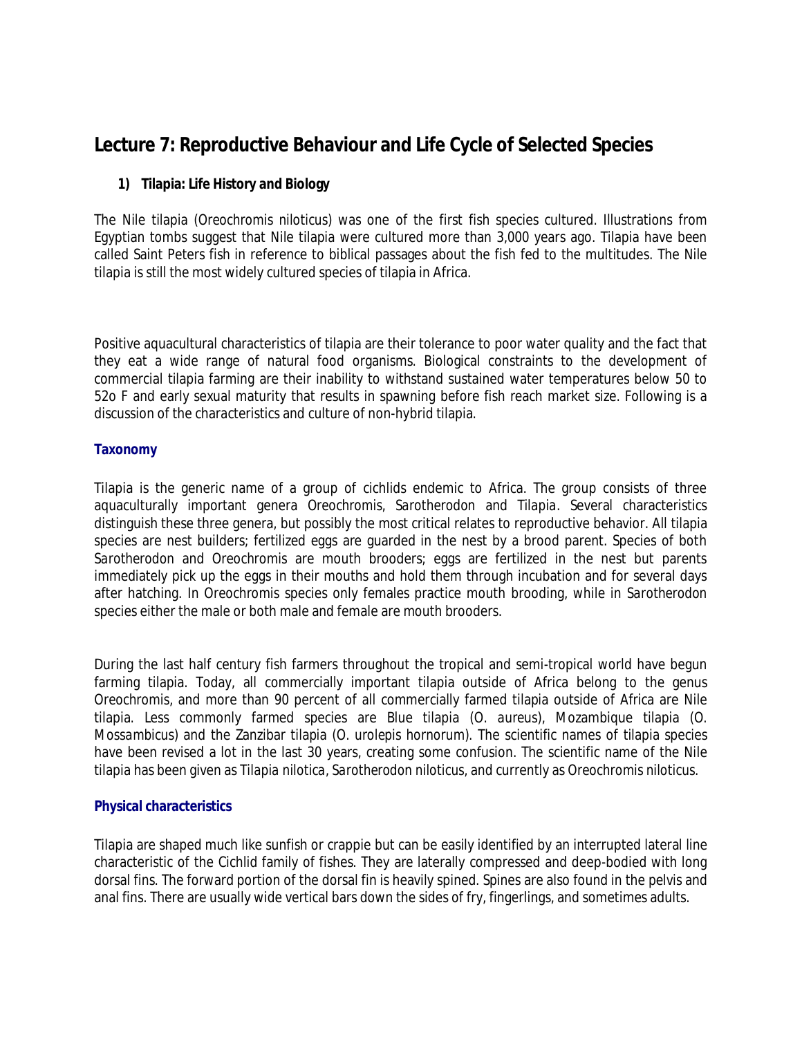# Lecture 7: Reproductive Behaviour and Life Cycle of Selected Species

## 1) Tilapia: Life History and Biology

The Nile tilapia (Oreochromis niloticus) was one of the first fish species cultured. Illustrations from Egyptian tombs suggest that Nile tilapia were cultured more than 3,000 years ago. Tilapia have been called Saint Peters fish in reference to biblical passages about the fish fed to the multitudes. The Nile tilapia is still the most widely cultured species of tilapia in Africa.

Positive aquacultural characteristics of tilapia are their tolerance to poor water quality and the fact that they eat a wide range of natural food organisms. Biological constraints to the development of commercial tilapia farming are their inability to withstand sustained water temperatures below 50 to 52o F and early sexual maturity that results in spawning before fish reach market size. Following is a discussion of the characteristics and culture of non-hybrid tilapia.

### Taxonomy

Tilapia is the generic name of a group of cichlids endemic to Africa. The group consists of three aquaculturally important genera *Oreochromis*, *Sarotherodon* and *Tilapia*. Several characteristics distinguish these three genera, but possibly the most critical relates to reproductive behavior. All tilapia species are nest builders; fertilized eggs are guarded in the nest by a brood parent. Species of both *Sarotherodon* and *Oreochromis* are mouth brooders; eggs are fertilized in the nest but parents immediately pick up the eggs in their mouths and hold them through incubation and for several days after hatching. In *Oreochromis* species only females practice mouth brooding, while in *Sarotherodon* species either the male or both male and female are mouth brooders.

During the last half century fish farmers throughout the tropical and semi-tropical world have begun farming tilapia. Today, all commercially important tilapia outside of Africa belong to the genus *Oreochromis*, and more than 90 percent of all commercially farmed tilapia outside of Africa are Nile tilapia. Less commonly farmed species are Blue tilapia (*O. aureus*), Mozambique tilapia (*O. Mossambicus*) and the Zanzibar tilapia (*O. urolepis hornorum*). The scientific names of tilapia species have been revised a lot in the last 30 years, creating some confusion. The scientific name of the Nile tilapia has been given as *Tilapia nilotica*, *Sarotherodon niloticus*, and currently as *Oreochromis niloticus*.

### Physical characteristics

Tilapia are shaped much like sunfish or crappie but can be easily identified by an interrupted lateral line characteristic of the Cichlid family of fishes. They are laterally compressed and deep-bodied with long dorsal fins. The forward portion of the dorsal fin is heavily spined. Spines are also found in the pelvis and anal fins. There are usually wide vertical bars down the sides of fry, fingerlings, and sometimes adults.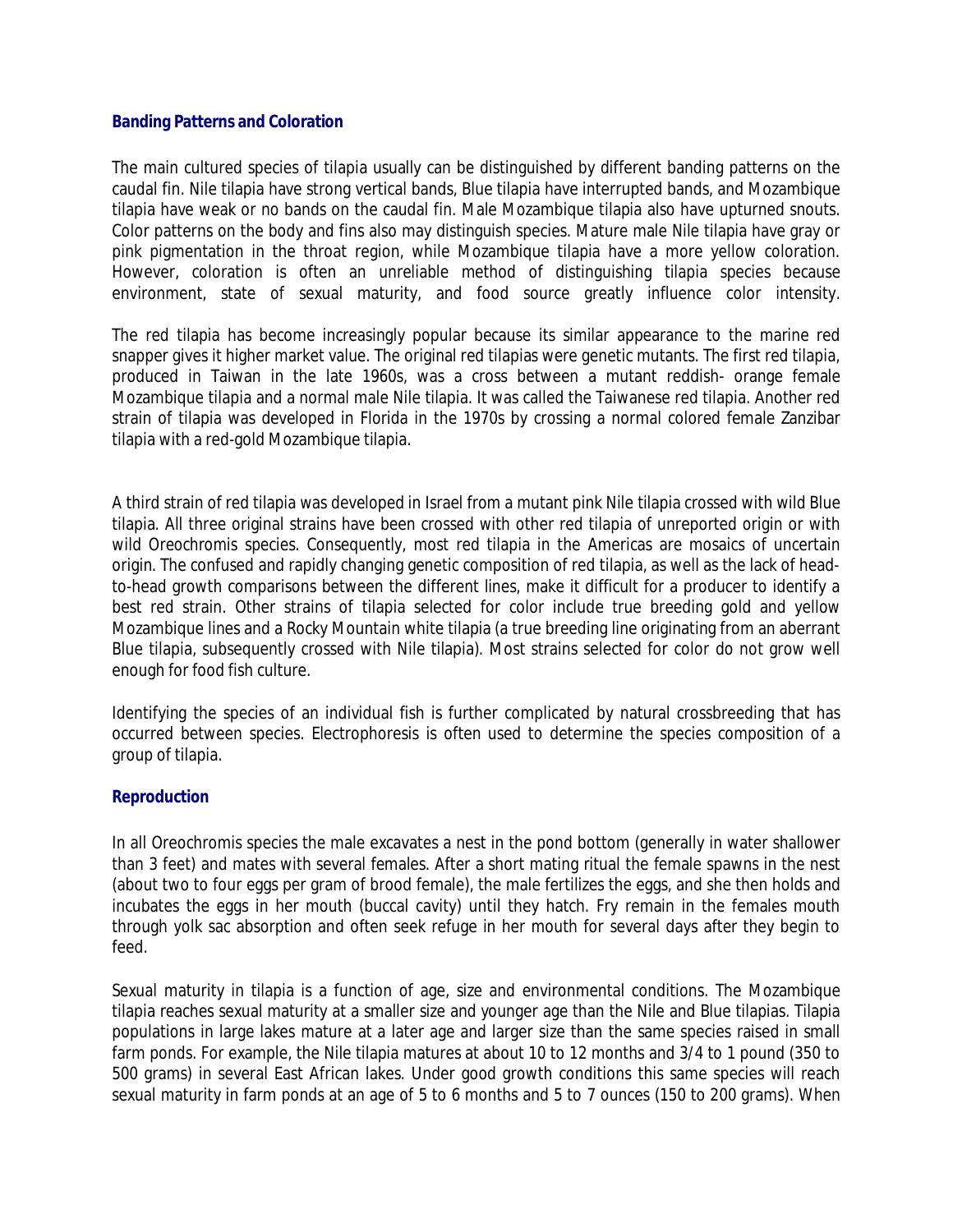### Banding Patterns and Coloration

The main cultured species of tilapia usually can be distinguished by different banding patterns on the caudal fin. Nile tilapia have strong vertical bands, Blue tilapia have interrupted bands, and Mozambique tilapia have weak or no bands on the caudal fin. Male Mozambique tilapia also have upturned snouts. Color patterns on the body and fins also may distinguish species. Mature male Nile tilapia have gray or pink pigmentation in the throat region, while Mozambique tilapia have a more yellow coloration. However, coloration is often an unreliable method of distinguishing tilapia species because environment, state of sexual maturity, and food source greatly influence color intensity.

The red tilapia has become increasingly popular because its similar appearance to the marine red snapper gives it higher market value. The original red tilapias were genetic mutants. The first red tilapia, produced in Taiwan in the late 1960s, was a cross between a mutant reddish- orange female Mozambique tilapia and a normal male Nile tilapia. It was called the Taiwanese red tilapia. Another red strain of tilapia was developed in Florida in the 1970s by crossing a normal colored female Zanzibar tilapia with a red-gold Mozambique tilapia.

A third strain of red tilapia was developed in Israel from a mutant pink Nile tilapia crossed with wild Blue tilapia. All three original strains have been crossed with other red tilapia of unreported origin or with wild Oreochromis species. Consequently, most red tilapia in the Americas are mosaics of uncertain origin. The confused and rapidly changing genetic composition of red tilapia, as well as the lack of head-to-head growth comparisons between the different lines, make it difficult for a producer to identify a best red strain. Other strains of tilapia selected for color include true breeding gold and yellow Mozambique lines and a Rocky Mountain white tilapia (a true breeding line originating from an aberrant Blue tilapia, subsequently crossed with Nile tilapia). Most strains selected for color do not grow well enough for food fish culture.

Identifying the species of an individual fish is further complicated by natural crossbreeding that has occurred between species. Electrophoresis is often used to determine the species composition of a group of tilapia.

### Reproduction

In all Oreochromis species the male excavates a nest in the pond bottom (generally in water shallower than 3 feet) and mates with several females. After a short mating ritual the female spawns in the nest (about two to four eggs per gram of brood female), the male fertilizes the eggs, and she then holds and incubates the eggs in her mouth (buccal cavity) until they hatch. Fry remain in the females mouth through yolk sac absorption and often seek refuge in her mouth for several days after they begin to feed.

Sexual maturity in tilapia is a function of age, size and environmental conditions. The Mozambique tilapia reaches sexual maturity at a smaller size and younger age than the Nile and Blue tilapias. Tilapia populations in large lakes mature at a later age and larger size than the same species raised in small farm ponds. For example, the Nile tilapia matures at about 10 to 12 months and 3/4 to 1 pound (350 to 500 grams) in several East African lakes. Under good growth conditions this same species will reach sexual maturity in farm ponds at an age of 5 to 6 months and 5 to 7 ounces (150 to 200 grams). When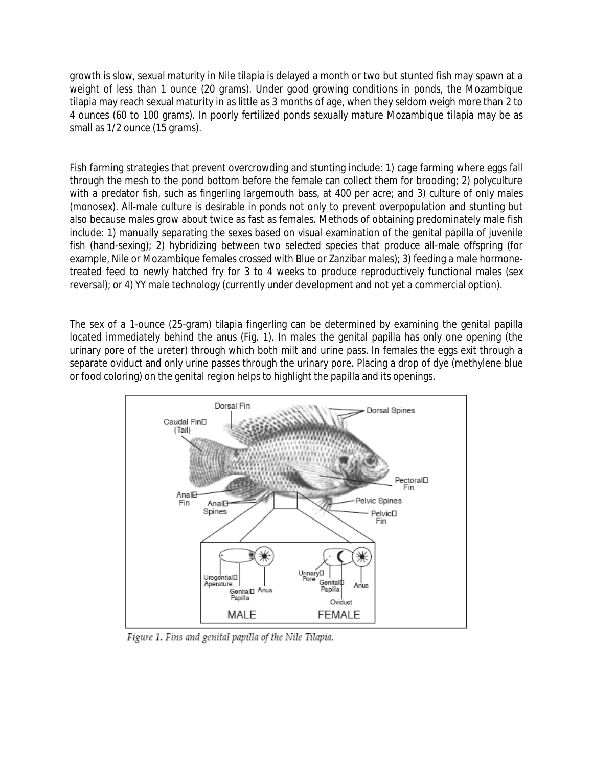growth is slow, sexual maturity in Nile tilapia is delayed a month or two but stunted fish may spawn at a weight of less than 1 ounce (20 grams). Under good growing conditions in ponds, the Mozambique tilapia may reach sexual maturity in as little as 3 months of age, when they seldom weigh more than 2 to 4 ounces (60 to 100 grams). In poorly fertilized ponds sexually mature Mozambique tilapia may be as small as 1/2 ounce (15 grams).

Fish farming strategies that prevent overcrowding and stunting include: 1) cage farming where eggs fall through the mesh to the pond bottom before the female can collect them for brooding; 2) polyculture with a predator fish, such as fingerling largemouth bass, at 400 per acre; and 3) culture of only males (monosex). All-male culture is desirable in ponds not only to prevent overpopulation and stunting but also because males grow about twice as fast as females. Methods of obtaining predominately male fish include: 1) manually separating the sexes based on visual examination of the genital papilla of juvenile fish (hand-sexing); 2) hybridizing between two selected species that produce all-male offspring (for example, Nile or Mozambique females crossed with Blue or Zanzibar males); 3) feeding a male hormone-treated feed to newly hatched fry for 3 to 4 weeks to produce reproductively functional males (sex reversal); or 4) YY male technology (currently under development and not yet a commercial option).

The sex of a 1-ounce (25-gram) tilapia fingerling can be determined by examining the genital papilla located immediately behind the anus (Fig. 1). In males the genital papilla has only one opening (the urinary pore of the ureter) through which both milt and urine pass. In females the eggs exit through a separate oviduct and only urine passes through the urinary pore. Placing a drop of dye (methylene blue or food coloring) on the genital region helps to highlight the papilla and its openings.

Dorsal Fin
Dorsal Spines
Caudal Fin (Tail)
Pectoral Fin
Anal Fin
Anal Spines
Pelvic Spines
Pelvic Fin
Urogential Aperature
Genital Papilla
Anus
MALE
Urinary Pore
Genital Papilla
Anus
Oviduct
FEMALE

*Figure 1. Fins and genital papilla of the Nile Tilapia.*